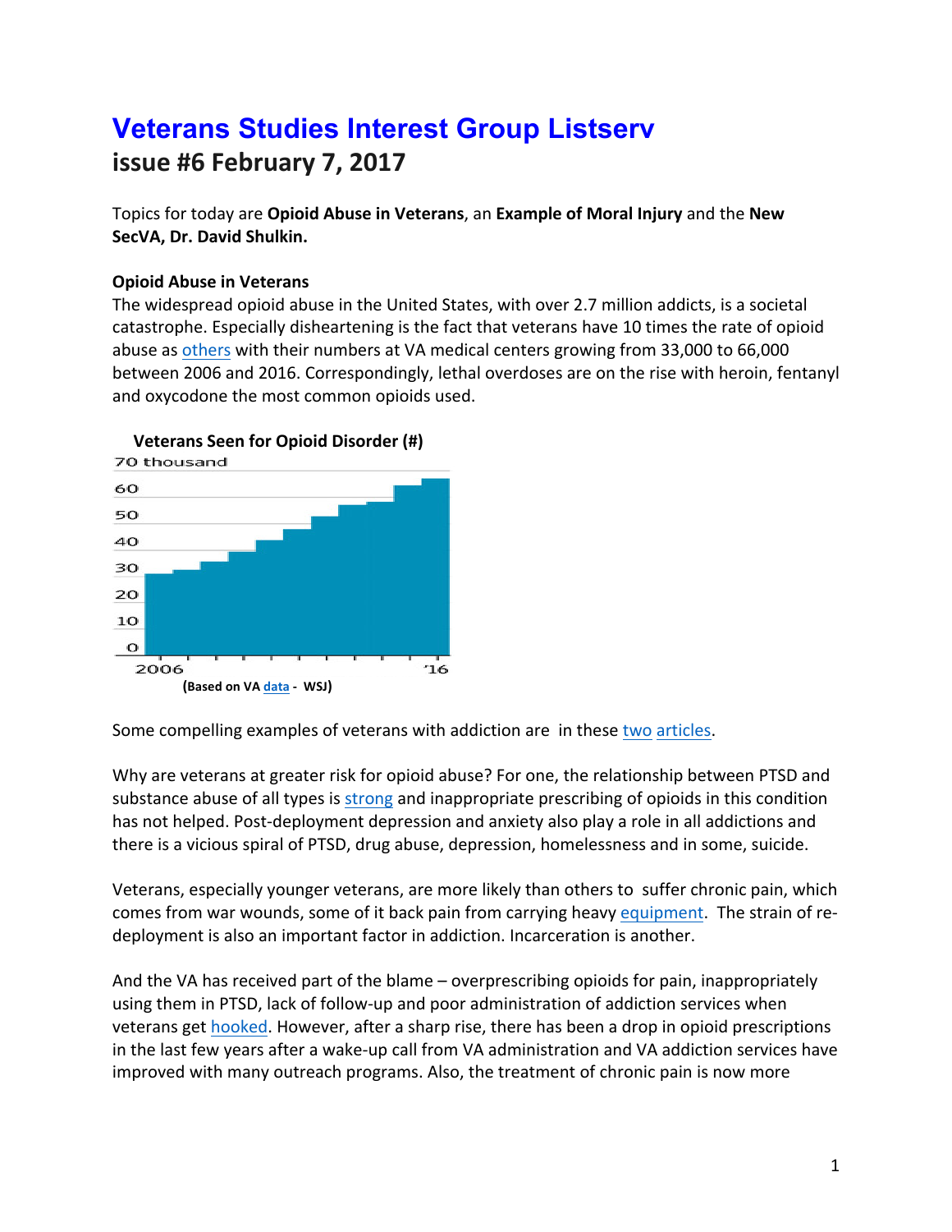# Veterans Studies Interest Group Listserv

## issue #6 February 7, 2017

Topics for today are **Opioid Abuse in Veterans**, an **Example of Moral Injury** and the **New SecVA, Dr. David Shulkin.**

### Opioid Abuse in Veterans

The widespread opioid abuse in the United States, with over 2.7 million addicts, is a societal catastrophe. Especially disheartening is the fact that veterans have 10 times the rate of opioid abuse as others with their numbers at VA medical centers growing from 33,000 to 66,000 between 2006 and 2016. Correspondingly, lethal overdoses are on the rise with heroin, fentanyl and oxycodone the most common opioids used.

**Veterans Seen for Opioid Disorder (#)**

70 thousand

60

50

40

30

20

10

0

2006

'16

**(Based on VA data - WSJ)**

Some compelling examples of veterans with addiction are in these two articles.

Why are veterans at greater risk for opioid abuse? For one, the relationship between PTSD and substance abuse of all types is strong and inappropriate prescribing of opioids in this condition has not helped. Post-deployment depression and anxiety also play a role in all addictions and there is a vicious spiral of PTSD, drug abuse, depression, homelessness and in some, suicide.

Veterans, especially younger veterans, are more likely than others to suffer chronic pain, which comes from war wounds, some of it back pain from carrying heavy equipment. The strain of re-deployment is also an important factor in addiction. Incarceration is another.

And the VA has received part of the blame – overprescribing opioids for pain, inappropriately using them in PTSD, lack of follow-up and poor administration of addiction services when veterans get hooked. However, after a sharp rise, there has been a drop in opioid prescriptions in the last few years after a wake-up call from VA administration and VA addiction services have improved with many outreach programs. Also, the treatment of chronic pain is now more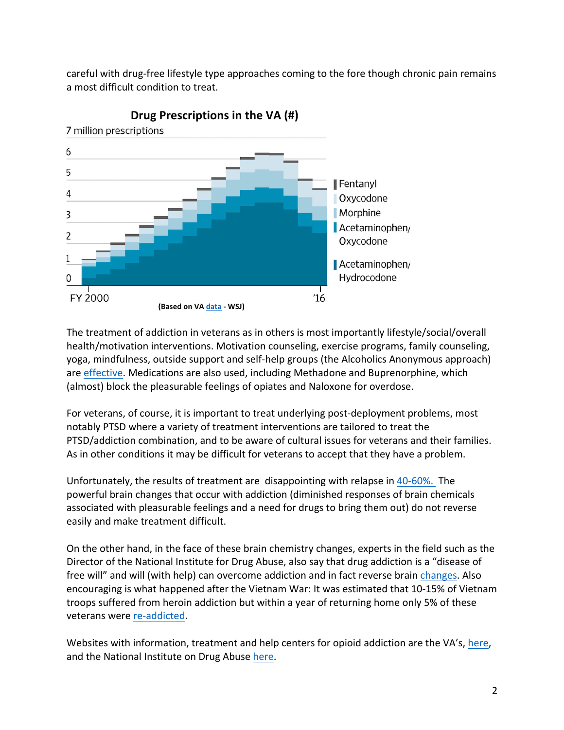careful with drug-free lifestyle type approaches coming to the fore though chronic pain remains a most difficult condition to treat.

**Drug Prescriptions in the VA (#)**

7 million prescriptions

6

5

4

3

2

1

0

FY 2000

'16

Fentanyl

Oxycodone

Morphine

Acetaminophen/ Oxycodone

Acetaminophen/ Hydrocodone

**(Based on VA data - WSJ)**

The treatment of addiction in veterans as in others is most importantly lifestyle/social/overall health/motivation interventions. Motivation counseling, exercise programs, family counseling, yoga, mindfulness, outside support and self-help groups (the Alcoholics Anonymous approach) are effective. Medications are also used, including Methadone and Buprenorphine, which (almost) block the pleasurable feelings of opiates and Naloxone for overdose.

For veterans, of course, it is important to treat underlying post-deployment problems, most notably PTSD where a variety of treatment interventions are tailored to treat the PTSD/addiction combination, and to be aware of cultural issues for veterans and their families. As in other conditions it may be difficult for veterans to accept that they have a problem.

Unfortunately, the results of treatment are disappointing with relapse in 40-60%. The powerful brain changes that occur with addiction (diminished responses of brain chemicals associated with pleasurable feelings and a need for drugs to bring them out) do not reverse easily and make treatment difficult.

On the other hand, in the face of these brain chemistry changes, experts in the field such as the Director of the National Institute for Drug Abuse, also say that drug addiction is a "disease of free will" and will (with help) can overcome addiction and in fact reverse brain changes. Also encouraging is what happened after the Vietnam War: It was estimated that 10-15% of Vietnam troops suffered from heroin addiction but within a year of returning home only 5% of these veterans were re-addicted.

Websites with information, treatment and help centers for opioid addiction are the VA's, here, and the National Institute on Drug Abuse here.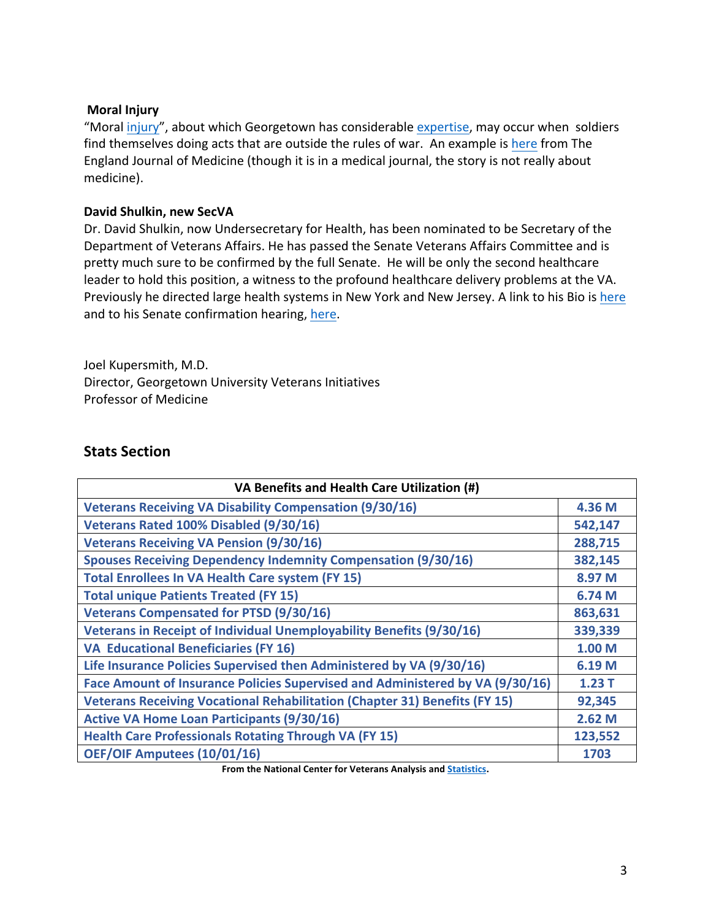**Moral Injury**

"Moral injury", about which Georgetown has considerable expertise, may occur when soldiers find themselves doing acts that are outside the rules of war. An example is here from The England Journal of Medicine (though it is in a medical journal, the story is not really about medicine).

**David Shulkin, new SecVA**

Dr. David Shulkin, now Undersecretary for Health, has been nominated to be Secretary of the Department of Veterans Affairs. He has passed the Senate Veterans Affairs Committee and is pretty much sure to be confirmed by the full Senate. He will be only the second healthcare leader to hold this position, a witness to the profound healthcare delivery problems at the VA. Previously he directed large health systems in New York and New Jersey. A link to his Bio is here and to his Senate confirmation hearing, here.

Joel Kupersmith, M.D.
Director, Georgetown University Veterans Initiatives
Professor of Medicine

## Stats Section

| VA Benefits and Health Care Utilization (#) | |
|---|---|
| **Veterans Receiving VA Disability Compensation (9/30/16)** | **4.36 M** |
| **Veterans Rated 100% Disabled (9/30/16)** | **542,147** |
| **Veterans Receiving VA Pension (9/30/16)** | **288,715** |
| **Spouses Receiving Dependency Indemnity Compensation (9/30/16)** | **382,145** |
| **Total Enrollees In VA Health Care system (FY 15)** | **8.97 M** |
| **Total unique Patients Treated (FY 15)** | **6.74 M** |
| **Veterans Compensated for PTSD (9/30/16)** | **863,631** |
| **Veterans in Receipt of Individual Unemployability Benefits (9/30/16)** | **339,339** |
| **VA Educational Beneficiaries (FY 16)** | **1.00 M** |
| **Life Insurance Policies Supervised then Administered by VA (9/30/16)** | **6.19 M** |
| **Face Amount of Insurance Policies Supervised and Administered by VA (9/30/16)** | **1.23 T** |
| **Veterans Receiving Vocational Rehabilitation (Chapter 31) Benefits (FY 15)** | **92,345** |
| **Active VA Home Loan Participants (9/30/16)** | **2.62 M** |
| **Health Care Professionals Rotating Through VA (FY 15)** | **123,552** |
| **OEF/OIF Amputees (10/01/16)** | **1703** |

**From the National Center for Veterans Analysis and Statistics.**